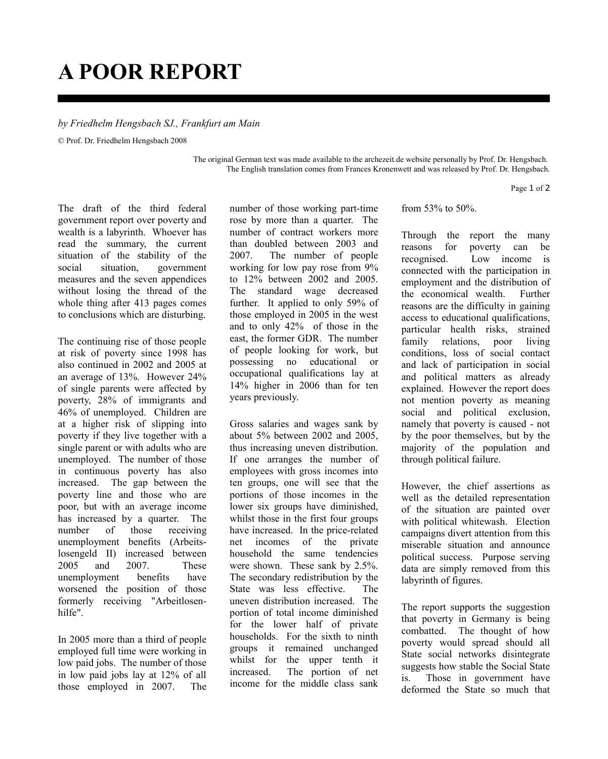# A POOR REPORT

*by Friedhelm Hengsbach SJ., Frankfurt am Main*

© Prof. Dr. Friedhelm Hengsbach 2008

The original German text was made available to the archezeit.de website personally by Prof. Dr. Hengsbach. The English translation comes from Frances Kronenwett and was released by Prof. Dr. Hengsbach.

The draft of the third federal government report over poverty and wealth is a labyrinth. Whoever has read the summary, the current situation of the stability of the social situation, government measures and the seven appendices without losing the thread of the whole thing after 413 pages comes to conclusions which are disturbing.

The continuing rise of those people at risk of poverty since 1998 has also continued in 2002 and 2005 at an average of 13%. However 24% of single parents were affected by poverty, 28% of immigrants and 46% of unemployed. Children are at a higher risk of slipping into poverty if they live together with a single parent or with adults who are unemployed. The number of those in continuous poverty has also increased. The gap between the poverty line and those who are poor, but with an average income has increased by a quarter. The number of those receiving unemployment benefits (Arbeits-losengeld II) increased between 2005 and 2007. These unemployment benefits have worsened the position of those formerly receiving "Arbeitlosen-hilfe".

In 2005 more than a third of people employed full time were working in low paid jobs. The number of those in low paid jobs lay at 12% of all those employed in 2007. The number of those working part-time rose by more than a quarter. The number of contract workers more than doubled between 2003 and 2007. The number of people working for low pay rose from 9% to 12% between 2002 and 2005. The standard wage decreased further. It applied to only 59% of those employed in 2005 in the west and to only 42% of those in the east, the former GDR. The number of people looking for work, but possessing no educational or occupational qualifications lay at 14% higher in 2006 than for ten years previously.

Gross salaries and wages sank by about 5% between 2002 and 2005, thus increasing uneven distribution. If one arranges the number of employees with gross incomes into ten groups, one will see that the portions of those incomes in the lower six groups have diminished, whilst those in the first four groups have increased. In the price-related net incomes of the private household the same tendencies were shown. These sank by 2.5%. The secondary redistribution by the State was less effective. The uneven distribution increased. The portion of total income diminished for the lower half of private households. For the sixth to ninth groups it remained unchanged whilst for the upper tenth it increased. The portion of net income for the middle class sank from 53% to 50%.

Through the report the many reasons for poverty can be recognised. Low income is connected with the participation in employment and the distribution of the economical wealth. Further reasons are the difficulty in gaining access to educational qualifications, particular health risks, strained family relations, poor living conditions, loss of social contact and lack of participation in social and political matters as already explained. However the report does not mention poverty as meaning social and political exclusion, namely that poverty is caused - not by the poor themselves, but by the majority of the population and through political failure.

However, the chief assertions as well as the detailed representation of the situation are painted over with political whitewash. Election campaigns divert attention from this miserable situation and announce political success. Purpose serving data are simply removed from this labyrinth of figures.

The report supports the suggestion that poverty in Germany is being combatted. The thought of how poverty would spread should all State social networks disintegrate suggests how stable the Social State is. Those in government have deformed the State so much that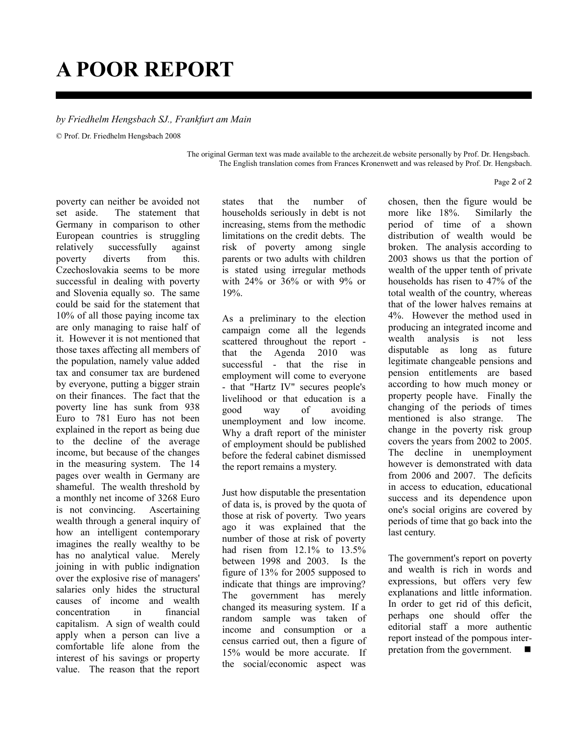# A POOR REPORT

*by Friedhelm Hengsbach SJ., Frankfurt am Main*

© Prof. Dr. Friedhelm Hengsbach 2008

The original German text was made available to the archezeit.de website personally by Prof. Dr. Hengsbach. The English translation comes from Frances Kronenwett and was released by Prof. Dr. Hengsbach.

poverty can neither be avoided not set aside. The statement that Germany in comparison to other European countries is struggling relatively successfully against poverty diverts from this. Czechoslovakia seems to be more successful in dealing with poverty and Slovenia equally so. The same could be said for the statement that 10% of all those paying income tax are only managing to raise half of it. However it is not mentioned that those taxes affecting all members of the population, namely value added tax and consumer tax are burdened by everyone, putting a bigger strain on their finances. The fact that the poverty line has sunk from 938 Euro to 781 Euro has not been explained in the report as being due to the decline of the average income, but because of the changes in the measuring system. The 14 pages over wealth in Germany are shameful. The wealth threshold by a monthly net income of 3268 Euro is not convincing. Ascertaining wealth through a general inquiry of how an intelligent contemporary imagines the really wealthy to be has no analytical value. Merely joining in with public indignation over the explosive rise of managers' salaries only hides the structural causes of income and wealth concentration in financial capitalism. A sign of wealth could apply when a person can live a comfortable life alone from the interest of his savings or property value. The reason that the report states that the number of households seriously in debt is not increasing, stems from the methodic limitations on the credit debts. The risk of poverty among single parents or two adults with children is stated using irregular methods with 24% or 36% or with 9% or 19%.

As a preliminary to the election campaign come all the legends scattered throughout the report - that the Agenda 2010 was successful - that the rise in employment will come to everyone - that "Hartz IV" secures people's livelihood or that education is a good way of avoiding unemployment and low income. Why a draft report of the minister of employment should be published before the federal cabinet dismissed the report remains a mystery.

Just how disputable the presentation of data is, is proved by the quota of those at risk of poverty. Two years ago it was explained that the number of those at risk of poverty had risen from 12.1% to 13.5% between 1998 and 2003. Is the figure of 13% for 2005 supposed to indicate that things are improving? The government has merely changed its measuring system. If a random sample was taken of income and consumption or a census carried out, then a figure of 15% would be more accurate. If the social/economic aspect was chosen, then the figure would be more like 18%. Similarly the period of time of a shown distribution of wealth would be broken. The analysis according to 2003 shows us that the portion of wealth of the upper tenth of private households has risen to 47% of the total wealth of the country, whereas that of the lower halves remains at 4%. However the method used in producing an integrated income and wealth analysis is not less disputable as long as future legitimate changeable pensions and pension entitlements are based according to how much money or property people have. Finally the changing of the periods of times mentioned is also strange. The change in the poverty risk group covers the years from 2002 to 2005. The decline in unemployment however is demonstrated with data from 2006 and 2007. The deficits in access to education, educational success and its dependence upon one's social origins are covered by periods of time that go back into the last century.

The government's report on poverty and wealth is rich in words and expressions, but offers very few explanations and little information. In order to get rid of this deficit, perhaps one should offer the editorial staff a more authentic report instead of the pompous interpretation from the government. ■